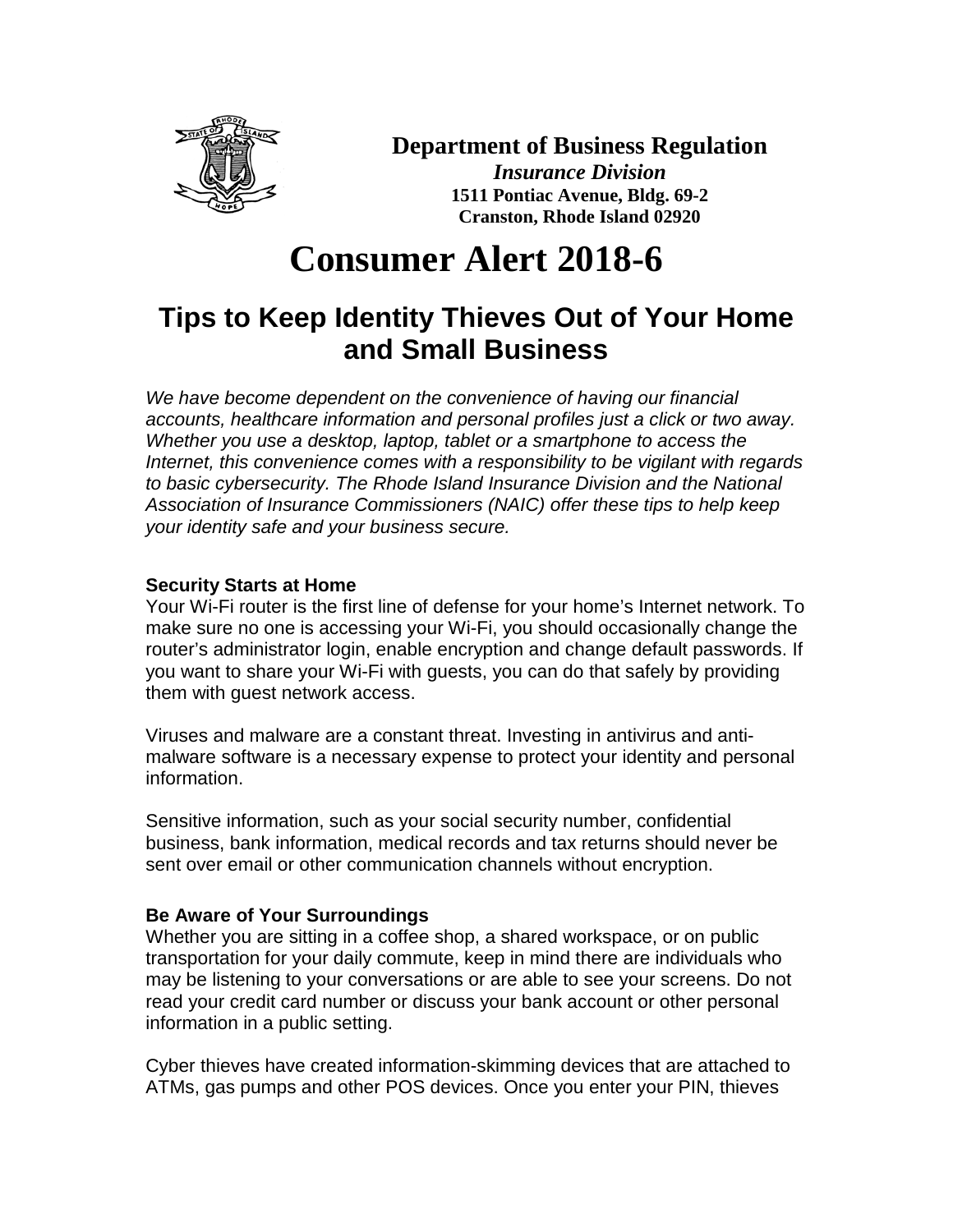**Department of Business Regulation**
***Insurance Division***
**1511 Pontiac Avenue, Bldg. 69-2**
**Cranston, Rhode Island 02920**

# Consumer Alert 2018-6

## Tips to Keep Identity Thieves Out of Your Home and Small Business

*We have become dependent on the convenience of having our financial accounts, healthcare information and personal profiles just a click or two away. Whether you use a desktop, laptop, tablet or a smartphone to access the Internet, this convenience comes with a responsibility to be vigilant with regards to basic cybersecurity. The Rhode Island Insurance Division and the National Association of Insurance Commissioners (NAIC) offer these tips to help keep your identity safe and your business secure.*

**Security Starts at Home**

Your Wi-Fi router is the first line of defense for your home's Internet network. To make sure no one is accessing your Wi-Fi, you should occasionally change the router's administrator login, enable encryption and change default passwords. If you want to share your Wi-Fi with guests, you can do that safely by providing them with guest network access.

Viruses and malware are a constant threat. Investing in antivirus and anti-malware software is a necessary expense to protect your identity and personal information.

Sensitive information, such as your social security number, confidential business, bank information, medical records and tax returns should never be sent over email or other communication channels without encryption.

**Be Aware of Your Surroundings**

Whether you are sitting in a coffee shop, a shared workspace, or on public transportation for your daily commute, keep in mind there are individuals who may be listening to your conversations or are able to see your screens. Do not read your credit card number or discuss your bank account or other personal information in a public setting.

Cyber thieves have created information-skimming devices that are attached to ATMs, gas pumps and other POS devices. Once you enter your PIN, thieves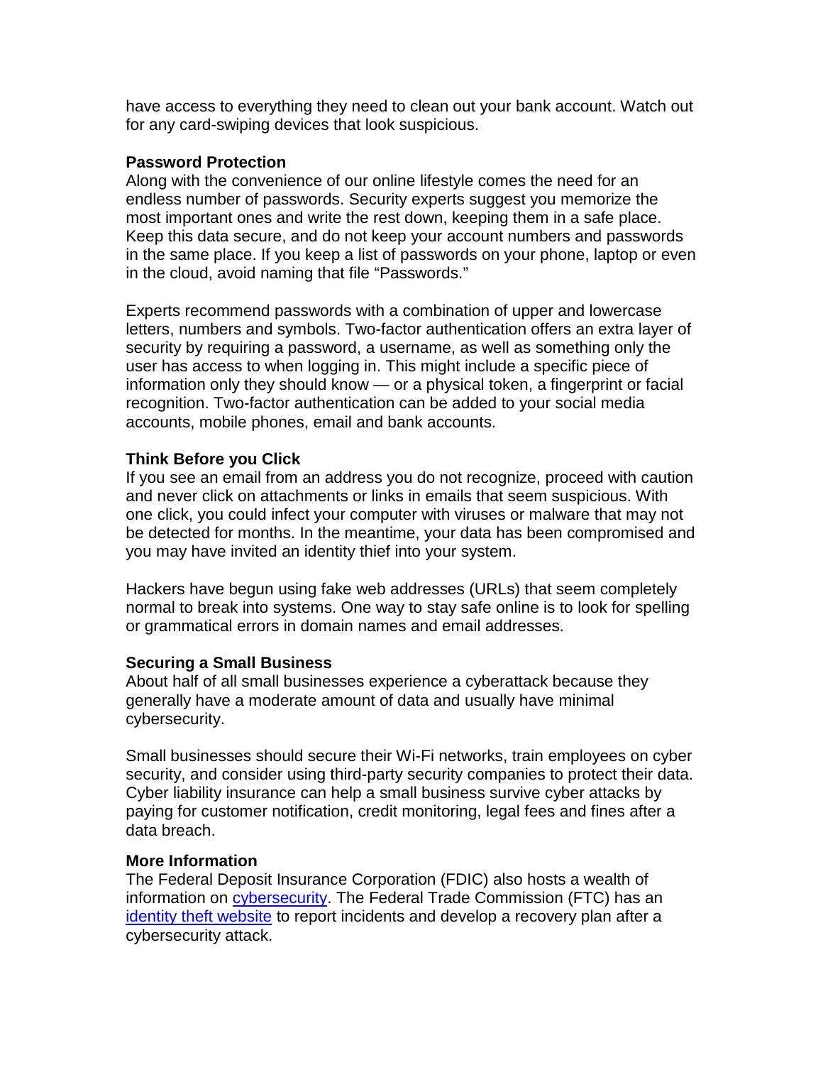have access to everything they need to clean out your bank account. Watch out for any card-swiping devices that look suspicious.

**Password Protection**

Along with the convenience of our online lifestyle comes the need for an endless number of passwords. Security experts suggest you memorize the most important ones and write the rest down, keeping them in a safe place. Keep this data secure, and do not keep your account numbers and passwords in the same place. If you keep a list of passwords on your phone, laptop or even in the cloud, avoid naming that file "Passwords."

Experts recommend passwords with a combination of upper and lowercase letters, numbers and symbols. Two-factor authentication offers an extra layer of security by requiring a password, a username, as well as something only the user has access to when logging in. This might include a specific piece of information only they should know — or a physical token, a fingerprint or facial recognition. Two-factor authentication can be added to your social media accounts, mobile phones, email and bank accounts.

**Think Before you Click**

If you see an email from an address you do not recognize, proceed with caution and never click on attachments or links in emails that seem suspicious. With one click, you could infect your computer with viruses or malware that may not be detected for months. In the meantime, your data has been compromised and you may have invited an identity thief into your system.

Hackers have begun using fake web addresses (URLs) that seem completely normal to break into systems. One way to stay safe online is to look for spelling or grammatical errors in domain names and email addresses.

**Securing a Small Business**

About half of all small businesses experience a cyberattack because they generally have a moderate amount of data and usually have minimal cybersecurity.

Small businesses should secure their Wi-Fi networks, train employees on cyber security, and consider using third-party security companies to protect their data. Cyber liability insurance can help a small business survive cyber attacks by paying for customer notification, credit monitoring, legal fees and fines after a data breach.

**More Information**

The Federal Deposit Insurance Corporation (FDIC) also hosts a wealth of information on cybersecurity. The Federal Trade Commission (FTC) has an identity theft website to report incidents and develop a recovery plan after a cybersecurity attack.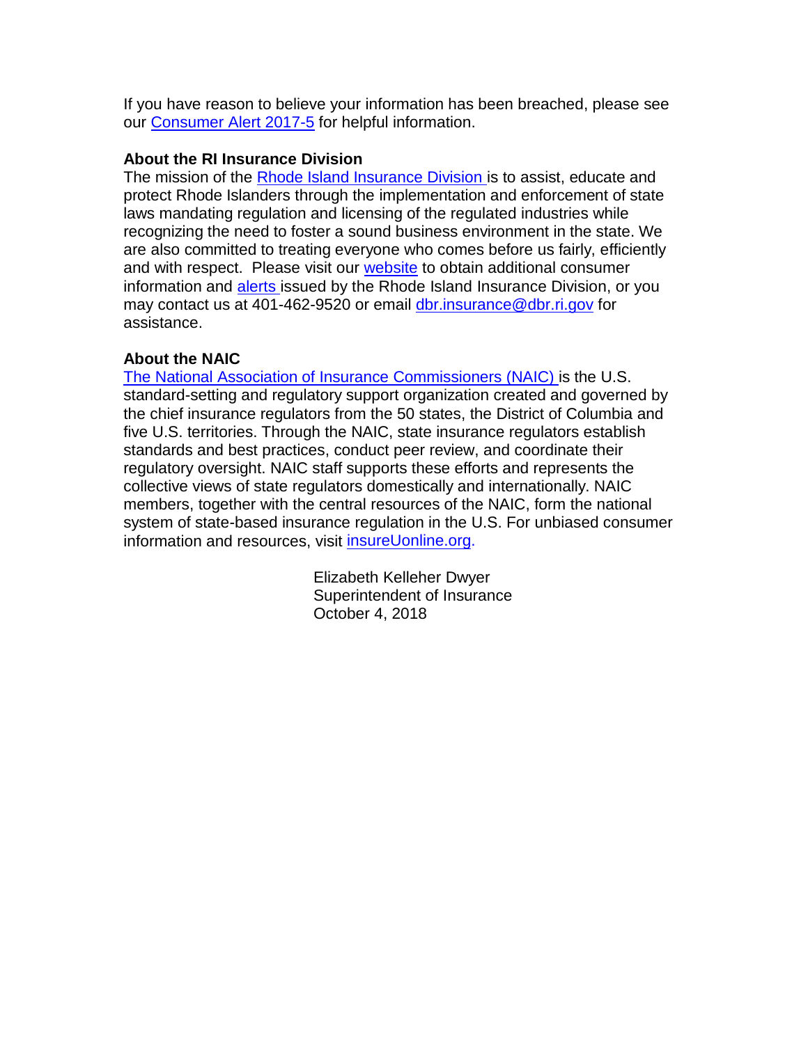If you have reason to believe your information has been breached, please see our Consumer Alert 2017-5 for helpful information.

**About the RI Insurance Division**

The mission of the Rhode Island Insurance Division is to assist, educate and protect Rhode Islanders through the implementation and enforcement of state laws mandating regulation and licensing of the regulated industries while recognizing the need to foster a sound business environment in the state. We are also committed to treating everyone who comes before us fairly, efficiently and with respect. Please visit our website to obtain additional consumer information and alerts issued by the Rhode Island Insurance Division, or you may contact us at 401-462-9520 or email dbr.insurance@dbr.ri.gov for assistance.

**About the NAIC**

The National Association of Insurance Commissioners (NAIC) is the U.S. standard-setting and regulatory support organization created and governed by the chief insurance regulators from the 50 states, the District of Columbia and five U.S. territories. Through the NAIC, state insurance regulators establish standards and best practices, conduct peer review, and coordinate their regulatory oversight. NAIC staff supports these efforts and represents the collective views of state regulators domestically and internationally. NAIC members, together with the central resources of the NAIC, form the national system of state-based insurance regulation in the U.S. For unbiased consumer information and resources, visit insureUonline.org.

Elizabeth Kelleher Dwyer
Superintendent of Insurance
October 4, 2018